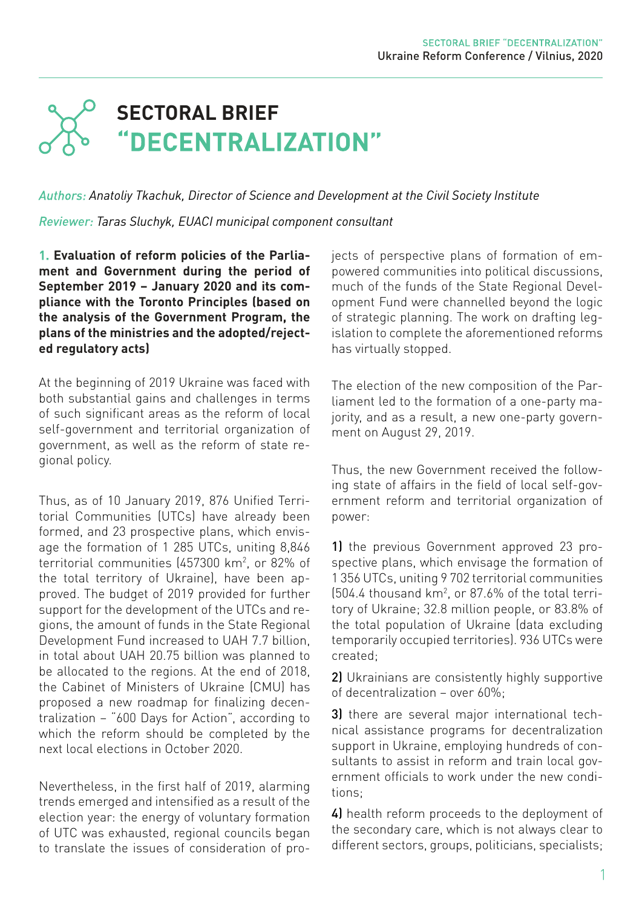# SECTORAL BRIEF "DECENTRALIZATION"

*Authors: Anatoliy Tkachuk, Director of Science and Development at the Civil Society Institute*

*Reviewer: Taras Sluchyk, EUACI municipal component consultant*

**1. Evaluation of reform policies of the Parliament and Government during the period of September 2019 – January 2020 and its compliance with the Toronto Principles (based on the analysis of the Government Program, the plans of the ministries and the adopted/rejected regulatory acts)**

At the beginning of 2019 Ukraine was faced with both substantial gains and challenges in terms of such significant areas as the reform of local self-government and territorial organization of government, as well as the reform of state regional policy.

Thus, as of 10 January 2019, 876 Unified Territorial Communities (UTCs) have already been formed, and 23 prospective plans, which envisage the formation of 1 285 UTCs, uniting 8,846 territorial communities (457300 km$^2$, or 82% of the total territory of Ukraine), have been approved. The budget of 2019 provided for further support for the development of the UTCs and regions, the amount of funds in the State Regional Development Fund increased to UAH 7.7 billion, in total about UAH 20.75 billion was planned to be allocated to the regions. At the end of 2018, the Cabinet of Ministers of Ukraine (CMU) has proposed a new roadmap for finalizing decentralization – "600 Days for Action", according to which the reform should be completed by the next local elections in October 2020.

Nevertheless, in the first half of 2019, alarming trends emerged and intensified as a result of the election year: the energy of voluntary formation of UTC was exhausted, regional councils began to translate the issues of consideration of projects of perspective plans of formation of empowered communities into political discussions, much of the funds of the State Regional Development Fund were channelled beyond the logic of strategic planning. The work on drafting legislation to complete the aforementioned reforms has virtually stopped.

The election of the new composition of the Parliament led to the formation of a one-party majority, and as a result, a new one-party government on August 29, 2019.

Thus, the new Government received the following state of affairs in the field of local self-government reform and territorial organization of power:

**1)** the previous Government approved 23 prospective plans, which envisage the formation of 1 356 UTCs, uniting 9 702 territorial communities (504.4 thousand km$^2$, or 87.6% of the total territory of Ukraine; 32.8 million people, or 83.8% of the total population of Ukraine (data excluding temporarily occupied territories). 936 UTCs were created;

**2)** Ukrainians are consistently highly supportive of decentralization – over 60%;

**3)** there are several major international technical assistance programs for decentralization support in Ukraine, employing hundreds of consultants to assist in reform and train local government officials to work under the new conditions;

**4)** health reform proceeds to the deployment of the secondary care, which is not always clear to different sectors, groups, politicians, specialists;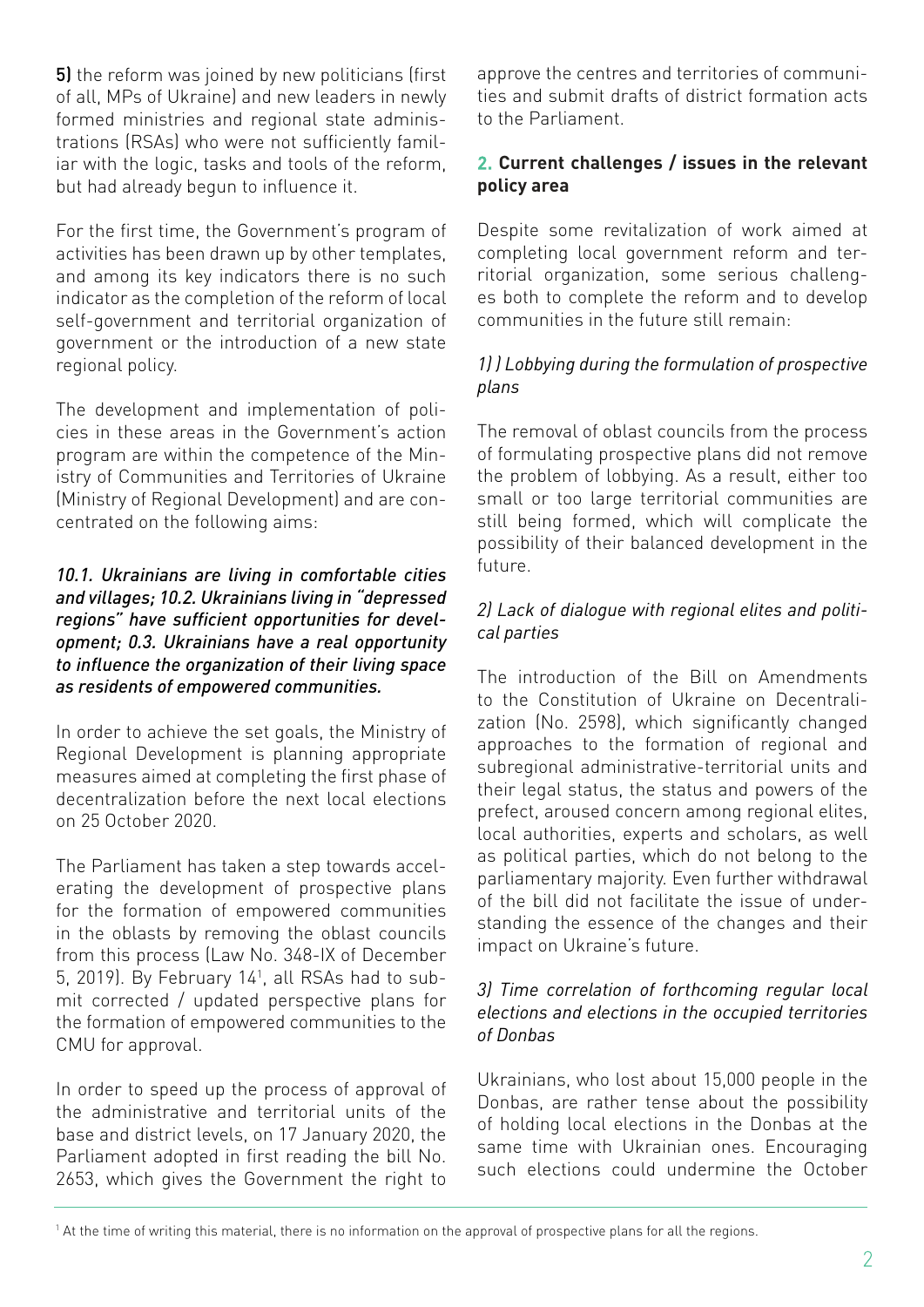**5)** the reform was joined by new politicians (first of all, MPs of Ukraine) and new leaders in newly formed ministries and regional state administrations (RSAs) who were not sufficiently familiar with the logic, tasks and tools of the reform, but had already begun to influence it.

For the first time, the Government's program of activities has been drawn up by other templates, and among its key indicators there is no such indicator as the completion of the reform of local self-government and territorial organization of government or the introduction of a new state regional policy.

The development and implementation of policies in these areas in the Government's action program are within the competence of the Ministry of Communities and Territories of Ukraine (Ministry of Regional Development) and are concentrated on the following aims:

*10.1. Ukrainians are living in comfortable cities and villages; 10.2. Ukrainians living in "depressed regions" have sufficient opportunities for development; 0.3. Ukrainians have a real opportunity to influence the organization of their living space as residents of empowered communities.*

In order to achieve the set goals, the Ministry of Regional Development is planning appropriate measures aimed at completing the first phase of decentralization before the next local elections on 25 October 2020.

The Parliament has taken a step towards accelerating the development of prospective plans for the formation of empowered communities in the oblasts by removing the oblast councils from this process (Law No. 348-IX of December 5, 2019). By February 14[1], all RSAs had to submit corrected / updated perspective plans for the formation of empowered communities to the CMU for approval.

In order to speed up the process of approval of the administrative and territorial units of the base and district levels, on 17 January 2020, the Parliament adopted in first reading the bill No. 2653, which gives the Government the right to approve the centres and territories of communities and submit drafts of district formation acts to the Parliament.

## 2. Current challenges / issues in the relevant policy area

Despite some revitalization of work aimed at completing local government reform and territorial organization, some serious challenges both to complete the reform and to develop communities in the future still remain:

### *1) ) Lobbying during the formulation of prospective plans*

The removal of oblast councils from the process of formulating prospective plans did not remove the problem of lobbying. As a result, either too small or too large territorial communities are still being formed, which will complicate the possibility of their balanced development in the future.

### *2) Lack of dialogue with regional elites and political parties*

The introduction of the Bill on Amendments to the Constitution of Ukraine on Decentralization (No. 2598), which significantly changed approaches to the formation of regional and subregional administrative-territorial units and their legal status, the status and powers of the prefect, aroused concern among regional elites, local authorities, experts and scholars, as well as political parties, which do not belong to the parliamentary majority. Even further withdrawal of the bill did not facilitate the issue of understanding the essence of the changes and their impact on Ukraine's future.

### *3) Time correlation of forthcoming regular local elections and elections in the occupied territories of Donbas*

Ukrainians, who lost about 15,000 people in the Donbas, are rather tense about the possibility of holding local elections in the Donbas at the same time with Ukrainian ones. Encouraging such elections could undermine the October

[1] At the time of writing this material, there is no information on the approval of prospective plans for all the regions.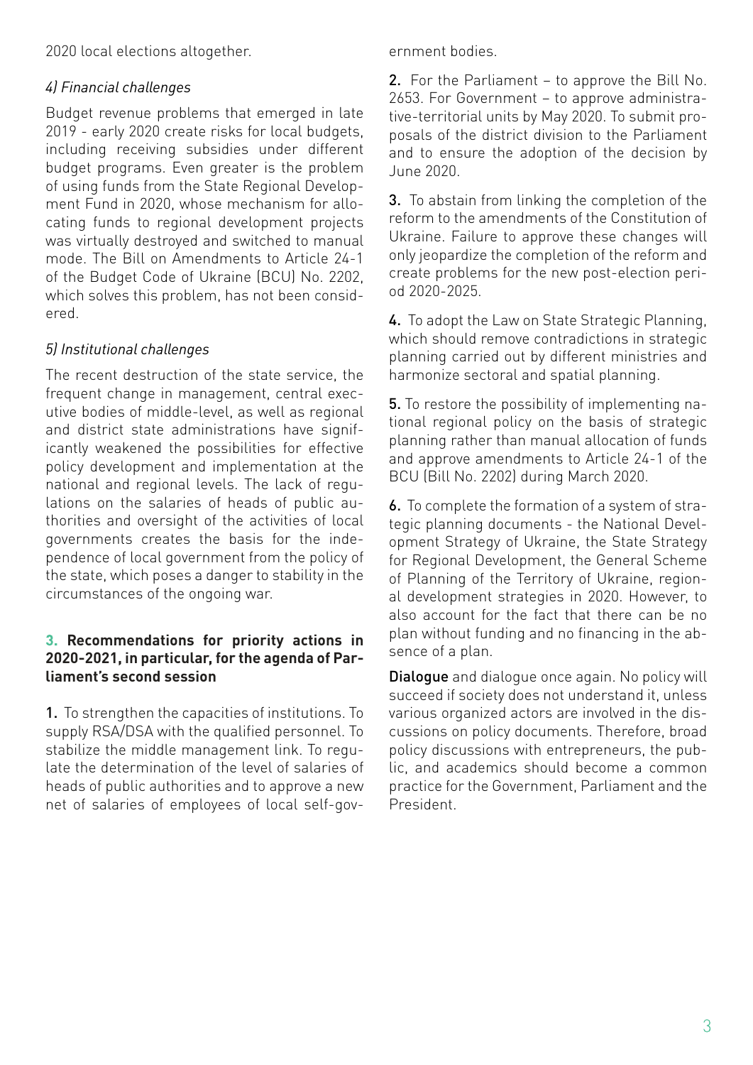2020 local elections altogether.

*4) Financial challenges*

Budget revenue problems that emerged in late 2019 - early 2020 create risks for local budgets, including receiving subsidies under different budget programs. Even greater is the problem of using funds from the State Regional Development Fund in 2020, whose mechanism for allocating funds to regional development projects was virtually destroyed and switched to manual mode. The Bill on Amendments to Article 24-1 of the Budget Code of Ukraine (BCU) No. 2202, which solves this problem, has not been considered.

*5) Institutional challenges*

The recent destruction of the state service, the frequent change in management, central executive bodies of middle-level, as well as regional and district state administrations have significantly weakened the possibilities for effective policy development and implementation at the national and regional levels. The lack of regulations on the salaries of heads of public authorities and oversight of the activities of local governments creates the basis for the independence of local government from the policy of the state, which poses a danger to stability in the circumstances of the ongoing war.

### 3. Recommendations for priority actions in 2020-2021, in particular, for the agenda of Parliament's second session

1. To strengthen the capacities of institutions. To supply RSA/DSA with the qualified personnel. To stabilize the middle management link. To regulate the determination of the level of salaries of heads of public authorities and to approve a new net of salaries of employees of local self-government bodies.

2. For the Parliament – to approve the Bill No. 2653. For Government – to approve administrative-territorial units by May 2020. To submit proposals of the district division to the Parliament and to ensure the adoption of the decision by June 2020.

3. To abstain from linking the completion of the reform to the amendments of the Constitution of Ukraine. Failure to approve these changes will only jeopardize the completion of the reform and create problems for the new post-election period 2020-2025.

4. To adopt the Law on State Strategic Planning, which should remove contradictions in strategic planning carried out by different ministries and harmonize sectoral and spatial planning.

5. To restore the possibility of implementing national regional policy on the basis of strategic planning rather than manual allocation of funds and approve amendments to Article 24-1 of the BCU (Bill No. 2202) during March 2020.

6. To complete the formation of a system of strategic planning documents - the National Development Strategy of Ukraine, the State Strategy for Regional Development, the General Scheme of Planning of the Territory of Ukraine, regional development strategies in 2020. However, to also account for the fact that there can be no plan without funding and no financing in the absence of a plan.

Dialogue and dialogue once again. No policy will succeed if society does not understand it, unless various organized actors are involved in the discussions on policy documents. Therefore, broad policy discussions with entrepreneurs, the public, and academics should become a common practice for the Government, Parliament and the President.